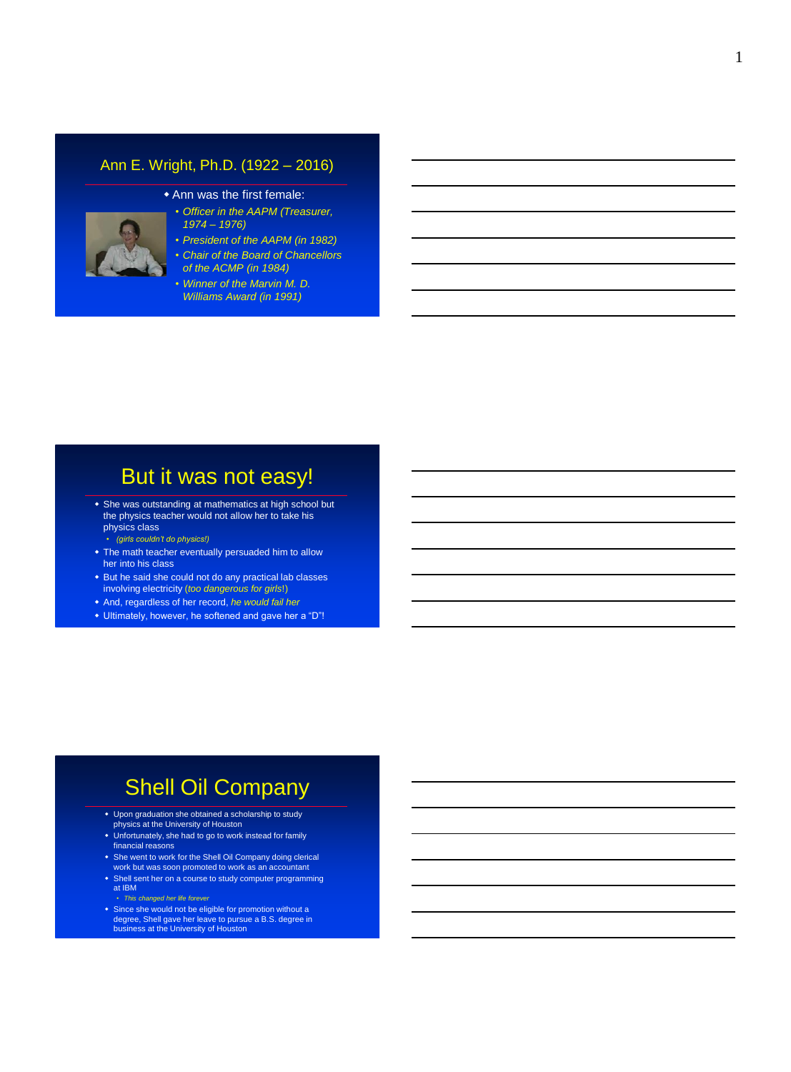## Ann E. Wright, Ph.D. (1922 – 2016)

- Ann was the first female:
  - *Officer in the AAPM (Treasurer, 1974 – 1976)*
  - *President of the AAPM (in 1982)*
  - *Chair of the Board of Chancellors of the ACMP (in 1984)*
  - *Winner of the Marvin M. D. Williams Award (in 1991)*

## But it was not easy!

- She was outstanding at mathematics at high school but the physics teacher would not allow her to take his physics class
  - *(girls couldn't do physics!)*
- The math teacher eventually persuaded him to allow her into his class
- But he said she could not do any practical lab classes involving electricity (*too dangerous for girls!*)
- And, regardless of her record, *he would fail her*
- Ultimately, however, he softened and gave her a "D"!

## Shell Oil Company

- Upon graduation she obtained a scholarship to study physics at the University of Houston
- Unfortunately, she had to go to work instead for family financial reasons
- She went to work for the Shell Oil Company doing clerical work but was soon promoted to work as an accountant
- Shell sent her on a course to study computer programming at IBM
  - *This changed her life forever*
- Since she would not be eligible for promotion without a degree, Shell gave her leave to pursue a B.S. degree in business at the University of Houston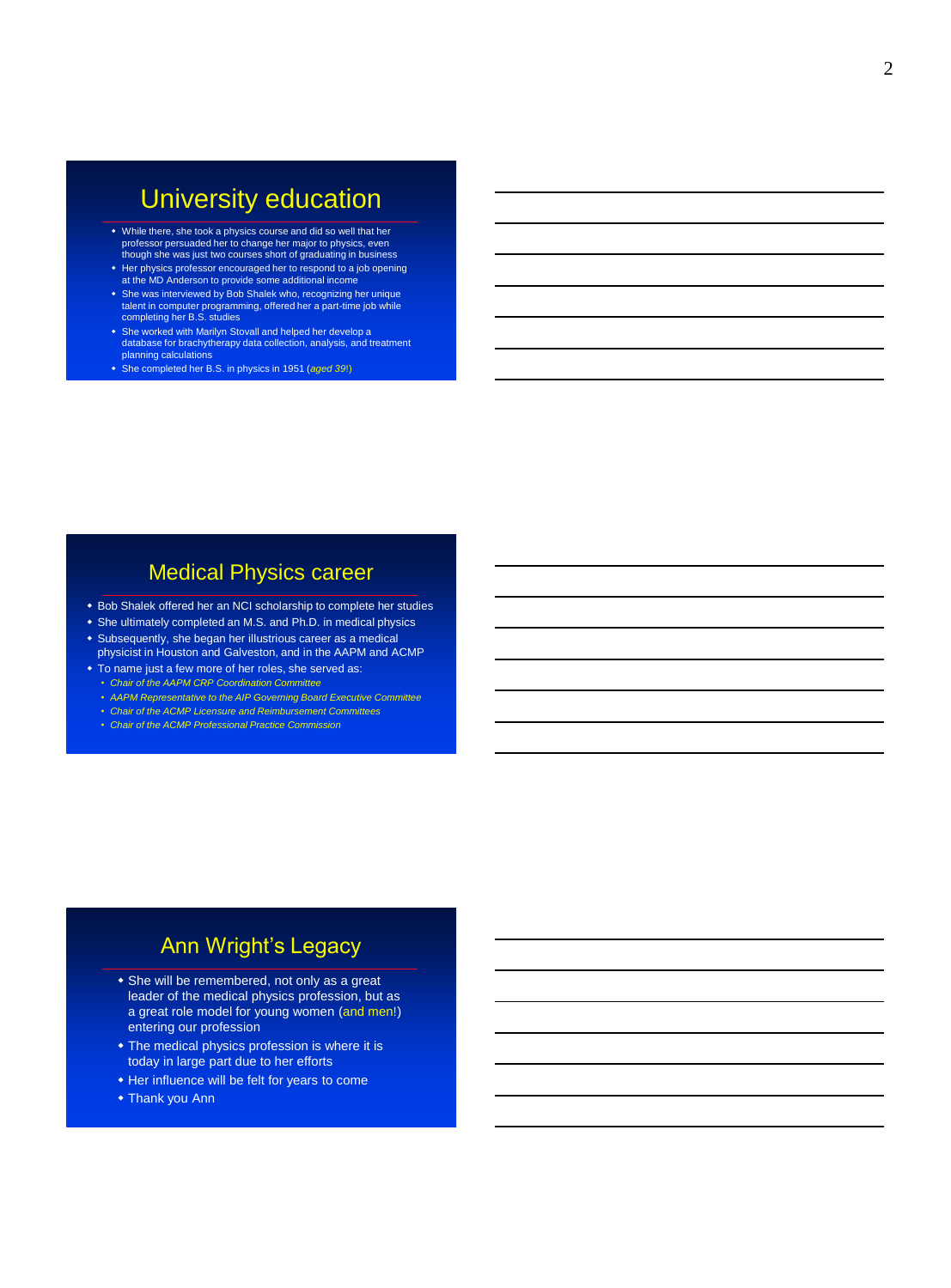## University education

- While there, she took a physics course and did so well that her professor persuaded her to change her major to physics, even though she was just two courses short of graduating in business
- Her physics professor encouraged her to respond to a job opening at the MD Anderson to provide some additional income
- She was interviewed by Bob Shalek who, recognizing her unique talent in computer programming, offered her a part-time job while completing her B.S. studies
- She worked with Marilyn Stovall and helped her develop a database for brachytherapy data collection, analysis, and treatment planning calculations
- She completed her B.S. in physics in 1951 (*aged 39!*)

## Medical Physics career

- Bob Shalek offered her an NCI scholarship to complete her studies
- She ultimately completed an M.S. and Ph.D. in medical physics
- Subsequently, she began her illustrious career as a medical physicist in Houston and Galveston, and in the AAPM and ACMP
- To name just a few more of her roles, she served as:
  - *Chair of the AAPM CRP Coordination Committee*
  - *AAPM Representative to the AIP Governing Board Executive Committee*
  - *Chair of the ACMP Licensure and Reimbursement Committees*
  - *Chair of the ACMP Professional Practice Commission*

## Ann Wright's Legacy

- She will be remembered, not only as a great leader of the medical physics profession, but as a great role model for young women (and men!) entering our profession
- The medical physics profession is where it is today in large part due to her efforts
- Her influence will be felt for years to come
- Thank you Ann